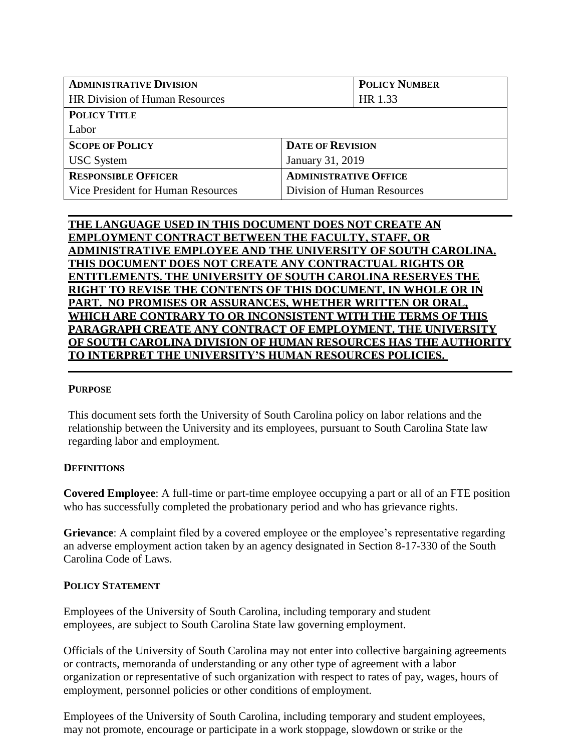| **ADMINISTRATIVE DIVISION** | | **POLICY NUMBER** |
|---|---|---|
| HR Division of Human Resources | | HR 1.33 |
| **POLICY TITLE** | | |
| Labor | | |
| **SCOPE OF POLICY** | **DATE OF REVISION** | |
| USC System | January 31, 2019 | |
| **RESPONSIBLE OFFICER** | **ADMINISTRATIVE OFFICE** | |
| Vice President for Human Resources | Division of Human Resources | |

---

**THE LANGUAGE USED IN THIS DOCUMENT DOES NOT CREATE AN EMPLOYMENT CONTRACT BETWEEN THE FACULTY, STAFF, OR ADMINISTRATIVE EMPLOYEE AND THE UNIVERSITY OF SOUTH CAROLINA. THIS DOCUMENT DOES NOT CREATE ANY CONTRACTUAL RIGHTS OR ENTITLEMENTS. THE UNIVERSITY OF SOUTH CAROLINA RESERVES THE RIGHT TO REVISE THE CONTENTS OF THIS DOCUMENT, IN WHOLE OR IN PART. NO PROMISES OR ASSURANCES, WHETHER WRITTEN OR ORAL, WHICH ARE CONTRARY TO OR INCONSISTENT WITH THE TERMS OF THIS PARAGRAPH CREATE ANY CONTRACT OF EMPLOYMENT. THE UNIVERSITY OF SOUTH CAROLINA DIVISION OF HUMAN RESOURCES HAS THE AUTHORITY TO INTERPRET THE UNIVERSITY'S HUMAN RESOURCES POLICIES.**

---

**PURPOSE**

This document sets forth the University of South Carolina policy on labor relations and the relationship between the University and its employees, pursuant to South Carolina State law regarding labor and employment.

**DEFINITIONS**

**Covered Employee**: A full-time or part-time employee occupying a part or all of an FTE position who has successfully completed the probationary period and who has grievance rights.

**Grievance**: A complaint filed by a covered employee or the employee's representative regarding an adverse employment action taken by an agency designated in Section 8-17-330 of the South Carolina Code of Laws.

**POLICY STATEMENT**

Employees of the University of South Carolina, including temporary and student employees, are subject to South Carolina State law governing employment.

Officials of the University of South Carolina may not enter into collective bargaining agreements or contracts, memoranda of understanding or any other type of agreement with a labor organization or representative of such organization with respect to rates of pay, wages, hours of employment, personnel policies or other conditions of employment.

Employees of the University of South Carolina, including temporary and student employees, may not promote, encourage or participate in a work stoppage, slowdown or strike or the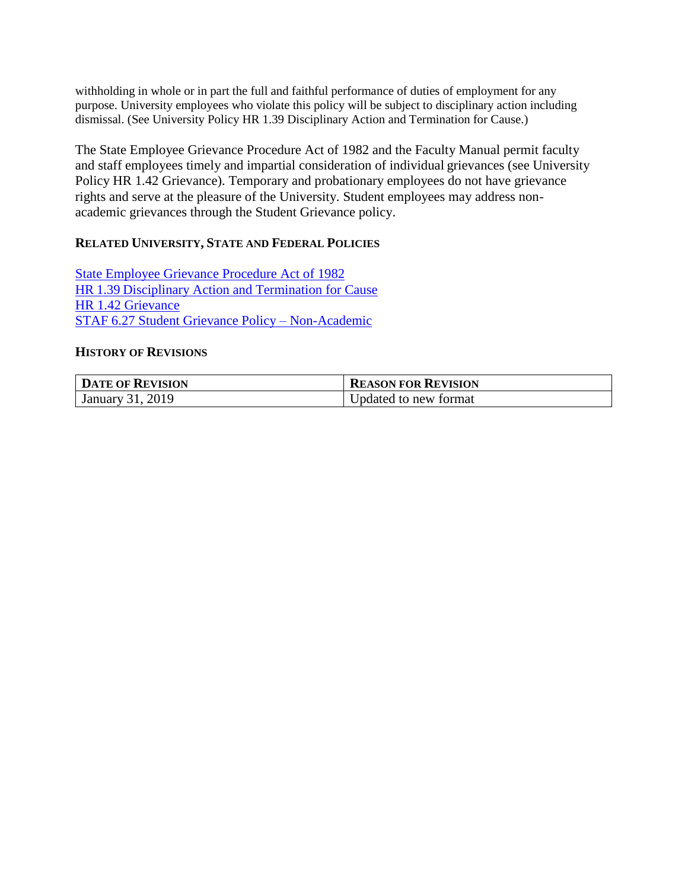withholding in whole or in part the full and faithful performance of duties of employment for any purpose. University employees who violate this policy will be subject to disciplinary action including dismissal. (See University Policy HR 1.39 Disciplinary Action and Termination for Cause.)

The State Employee Grievance Procedure Act of 1982 and the Faculty Manual permit faculty and staff employees timely and impartial consideration of individual grievances (see University Policy HR 1.42 Grievance). Temporary and probationary employees do not have grievance rights and serve at the pleasure of the University. Student employees may address non-academic grievances through the Student Grievance policy.

### Related University, State and Federal Policies

State Employee Grievance Procedure Act of 1982
HR 1.39 Disciplinary Action and Termination for Cause
HR 1.42 Grievance
STAF 6.27 Student Grievance Policy – Non-Academic

### History of Revisions

| Date of Revision | Reason for Revision |
|---|---|
| January 31, 2019 | Updated to new format |